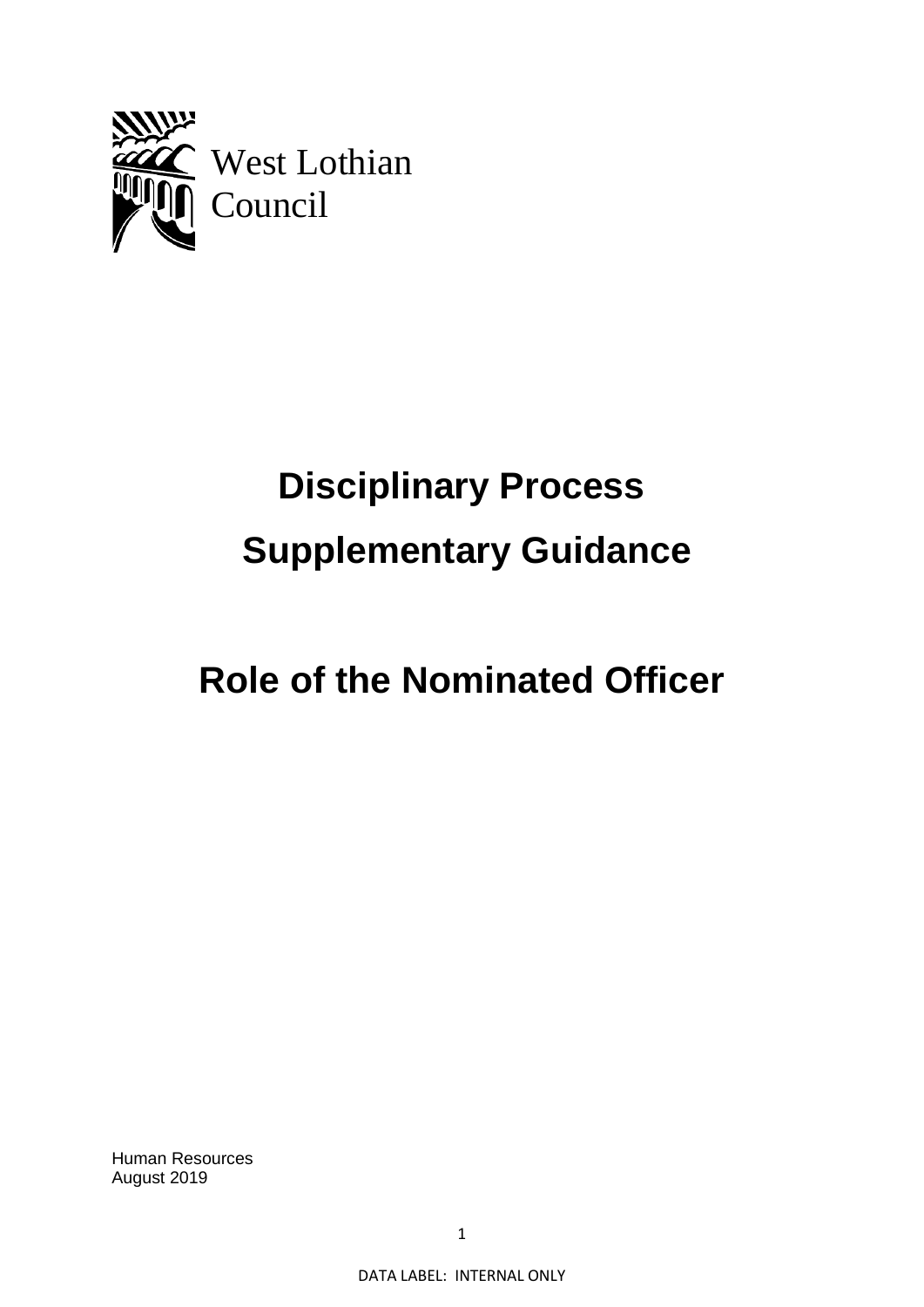West Lothian Council

# Disciplinary Process

# Supplementary Guidance

# Role of the Nominated Officer

Human Resources
August 2019

DATA LABEL: INTERNAL ONLY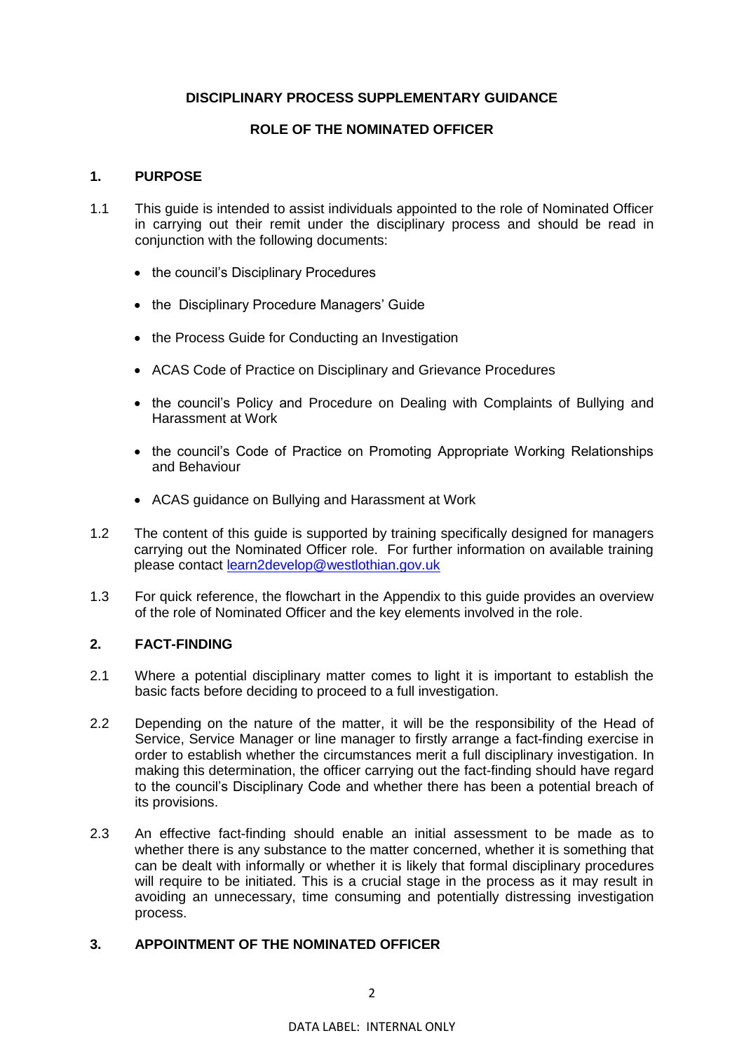**DISCIPLINARY PROCESS SUPPLEMENTARY GUIDANCE**

**ROLE OF THE NOMINATED OFFICER**

## 1. PURPOSE

1.1 This guide is intended to assist individuals appointed to the role of Nominated Officer in carrying out their remit under the disciplinary process and should be read in conjunction with the following documents:

- the council's Disciplinary Procedures
- the Disciplinary Procedure Managers' Guide
- the Process Guide for Conducting an Investigation
- ACAS Code of Practice on Disciplinary and Grievance Procedures
- the council's Policy and Procedure on Dealing with Complaints of Bullying and Harassment at Work
- the council's Code of Practice on Promoting Appropriate Working Relationships and Behaviour
- ACAS guidance on Bullying and Harassment at Work

1.2 The content of this guide is supported by training specifically designed for managers carrying out the Nominated Officer role. For further information on available training please contact learn2develop@westlothian.gov.uk

1.3 For quick reference, the flowchart in the Appendix to this guide provides an overview of the role of Nominated Officer and the key elements involved in the role.

## 2. FACT-FINDING

2.1 Where a potential disciplinary matter comes to light it is important to establish the basic facts before deciding to proceed to a full investigation.

2.2 Depending on the nature of the matter, it will be the responsibility of the Head of Service, Service Manager or line manager to firstly arrange a fact-finding exercise in order to establish whether the circumstances merit a full disciplinary investigation. In making this determination, the officer carrying out the fact-finding should have regard to the council's Disciplinary Code and whether there has been a potential breach of its provisions.

2.3 An effective fact-finding should enable an initial assessment to be made as to whether there is any substance to the matter concerned, whether it is something that can be dealt with informally or whether it is likely that formal disciplinary procedures will require to be initiated. This is a crucial stage in the process as it may result in avoiding an unnecessary, time consuming and potentially distressing investigation process.

## 3. APPOINTMENT OF THE NOMINATED OFFICER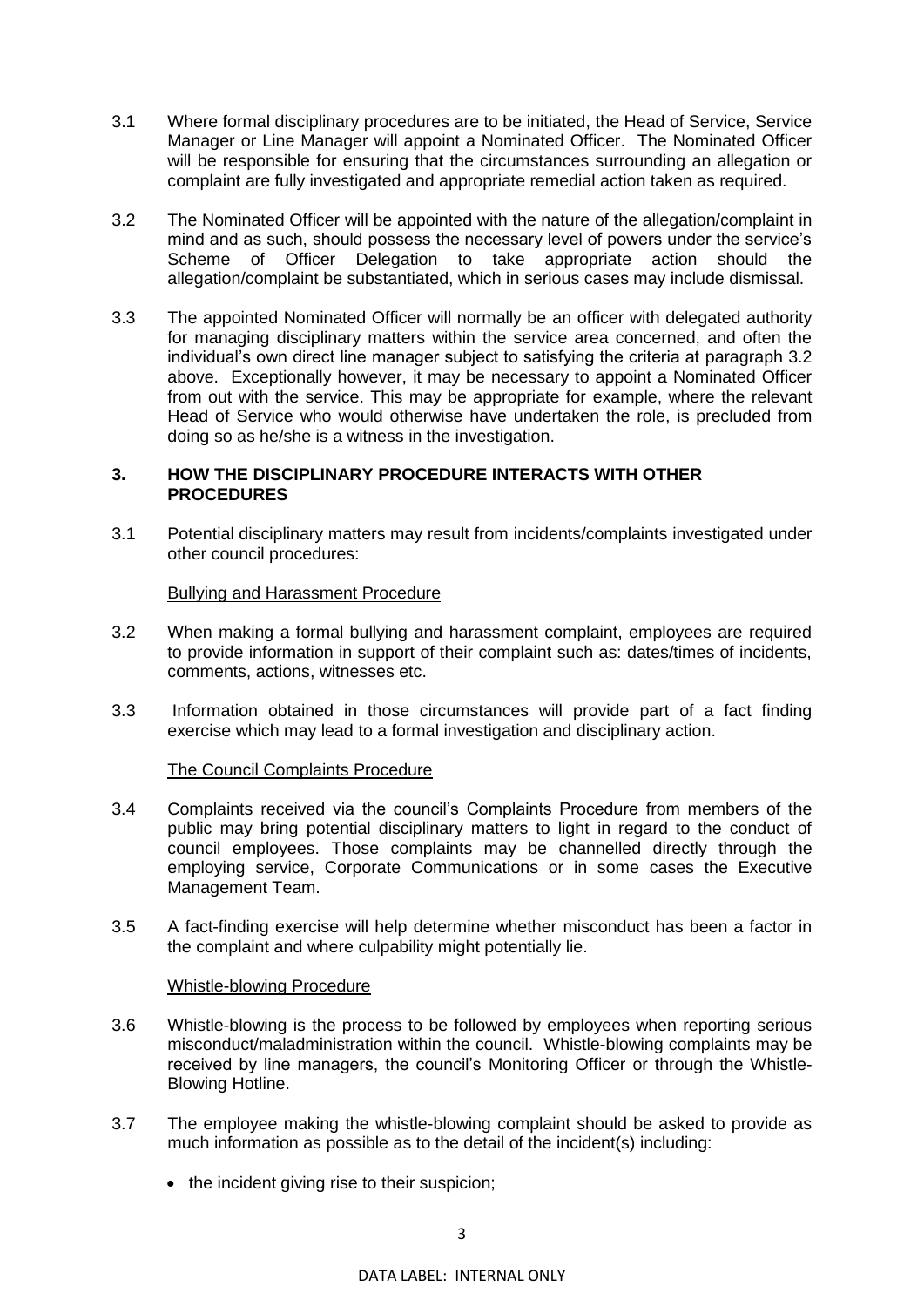3.1 Where formal disciplinary procedures are to be initiated, the Head of Service, Service Manager or Line Manager will appoint a Nominated Officer. The Nominated Officer will be responsible for ensuring that the circumstances surrounding an allegation or complaint are fully investigated and appropriate remedial action taken as required.

3.2 The Nominated Officer will be appointed with the nature of the allegation/complaint in mind and as such, should possess the necessary level of powers under the service's Scheme of Officer Delegation to take appropriate action should the allegation/complaint be substantiated, which in serious cases may include dismissal.

3.3 The appointed Nominated Officer will normally be an officer with delegated authority for managing disciplinary matters within the service area concerned, and often the individual's own direct line manager subject to satisfying the criteria at paragraph 3.2 above. Exceptionally however, it may be necessary to appoint a Nominated Officer from out with the service. This may be appropriate for example, where the relevant Head of Service who would otherwise have undertaken the role, is precluded from doing so as he/she is a witness in the investigation.

## 3. HOW THE DISCIPLINARY PROCEDURE INTERACTS WITH OTHER PROCEDURES

3.1 Potential disciplinary matters may result from incidents/complaints investigated under other council procedures:

<u>Bullying and Harassment Procedure</u>

3.2 When making a formal bullying and harassment complaint, employees are required to provide information in support of their complaint such as: dates/times of incidents, comments, actions, witnesses etc.

3.3 Information obtained in those circumstances will provide part of a fact finding exercise which may lead to a formal investigation and disciplinary action.

<u>The Council Complaints Procedure</u>

3.4 Complaints received via the council's Complaints Procedure from members of the public may bring potential disciplinary matters to light in regard to the conduct of council employees. Those complaints may be channelled directly through the employing service, Corporate Communications or in some cases the Executive Management Team.

3.5 A fact-finding exercise will help determine whether misconduct has been a factor in the complaint and where culpability might potentially lie.

<u>Whistle-blowing Procedure</u>

3.6 Whistle-blowing is the process to be followed by employees when reporting serious misconduct/maladministration within the council. Whistle-blowing complaints may be received by line managers, the council's Monitoring Officer or through the Whistle-Blowing Hotline.

3.7 The employee making the whistle-blowing complaint should be asked to provide as much information as possible as to the detail of the incident(s) including:

- the incident giving rise to their suspicion;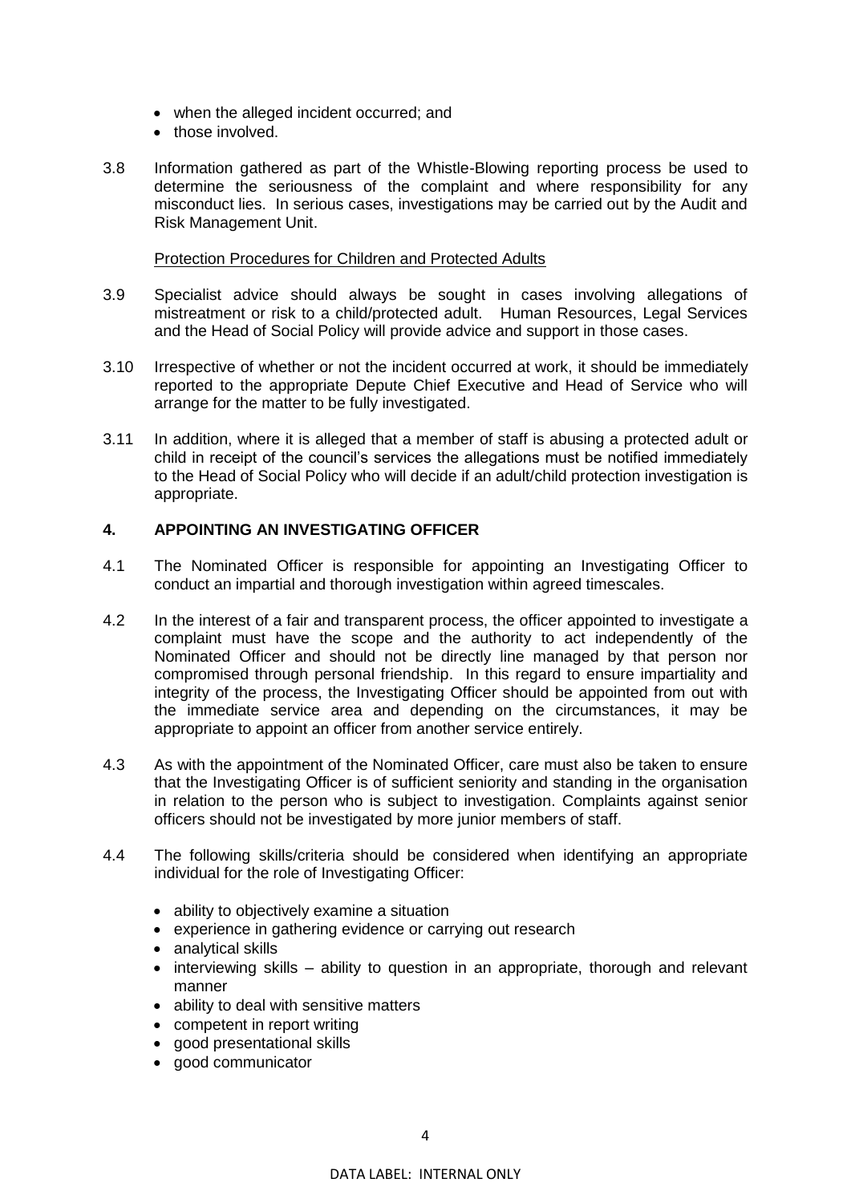- when the alleged incident occurred; and
- those involved.

3.8 Information gathered as part of the Whistle-Blowing reporting process be used to determine the seriousness of the complaint and where responsibility for any misconduct lies. In serious cases, investigations may be carried out by the Audit and Risk Management Unit.

Protection Procedures for Children and Protected Adults

3.9 Specialist advice should always be sought in cases involving allegations of mistreatment or risk to a child/protected adult. Human Resources, Legal Services and the Head of Social Policy will provide advice and support in those cases.

3.10 Irrespective of whether or not the incident occurred at work, it should be immediately reported to the appropriate Depute Chief Executive and Head of Service who will arrange for the matter to be fully investigated.

3.11 In addition, where it is alleged that a member of staff is abusing a protected adult or child in receipt of the council's services the allegations must be notified immediately to the Head of Social Policy who will decide if an adult/child protection investigation is appropriate.

## 4. APPOINTING AN INVESTIGATING OFFICER

4.1 The Nominated Officer is responsible for appointing an Investigating Officer to conduct an impartial and thorough investigation within agreed timescales.

4.2 In the interest of a fair and transparent process, the officer appointed to investigate a complaint must have the scope and the authority to act independently of the Nominated Officer and should not be directly line managed by that person nor compromised through personal friendship. In this regard to ensure impartiality and integrity of the process, the Investigating Officer should be appointed from out with the immediate service area and depending on the circumstances, it may be appropriate to appoint an officer from another service entirely.

4.3 As with the appointment of the Nominated Officer, care must also be taken to ensure that the Investigating Officer is of sufficient seniority and standing in the organisation in relation to the person who is subject to investigation. Complaints against senior officers should not be investigated by more junior members of staff.

4.4 The following skills/criteria should be considered when identifying an appropriate individual for the role of Investigating Officer:

- ability to objectively examine a situation
- experience in gathering evidence or carrying out research
- analytical skills
- interviewing skills – ability to question in an appropriate, thorough and relevant manner
- ability to deal with sensitive matters
- competent in report writing
- good presentational skills
- good communicator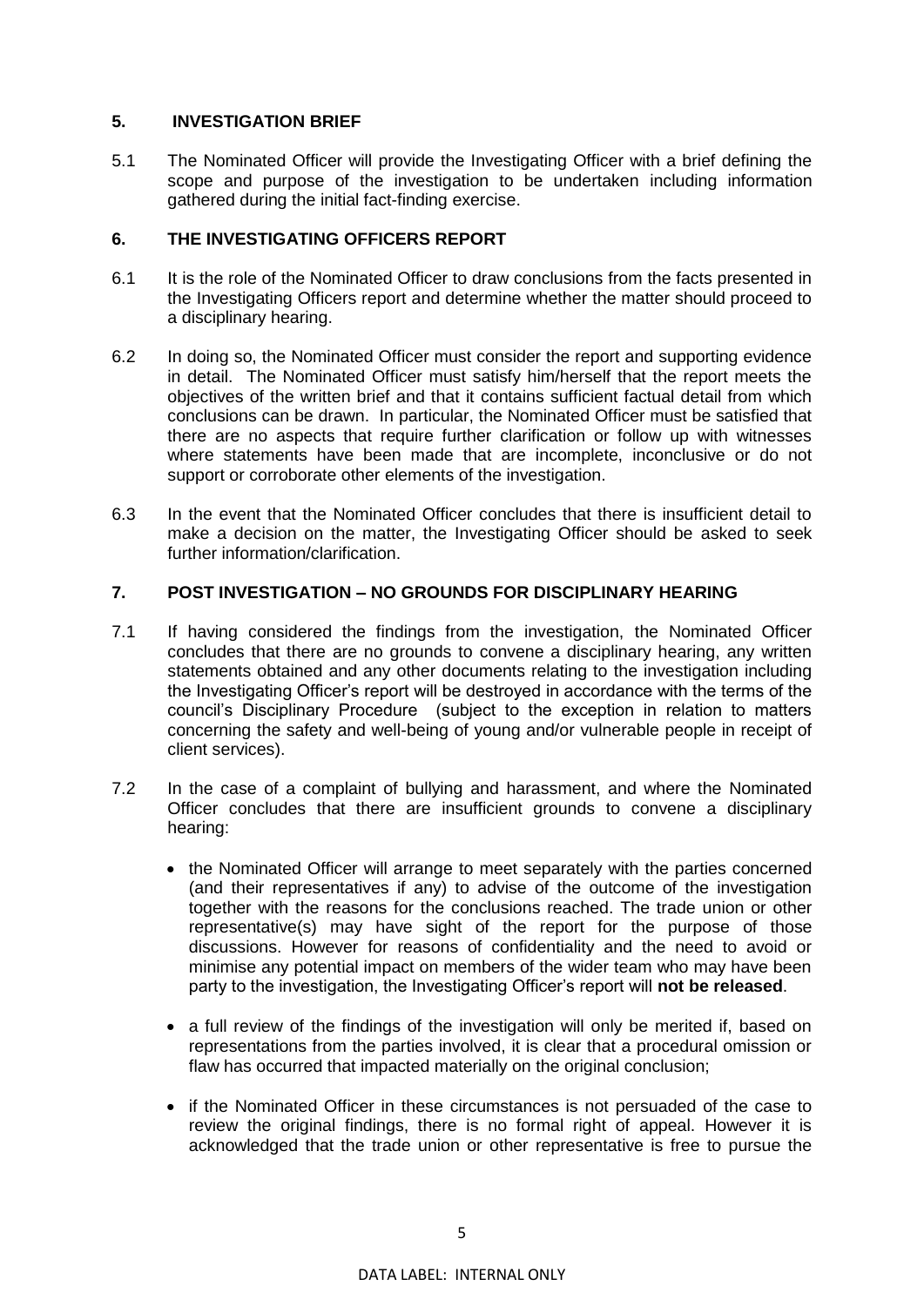## 5. INVESTIGATION BRIEF

5.1 The Nominated Officer will provide the Investigating Officer with a brief defining the scope and purpose of the investigation to be undertaken including information gathered during the initial fact-finding exercise.

## 6. THE INVESTIGATING OFFICERS REPORT

6.1 It is the role of the Nominated Officer to draw conclusions from the facts presented in the Investigating Officers report and determine whether the matter should proceed to a disciplinary hearing.

6.2 In doing so, the Nominated Officer must consider the report and supporting evidence in detail. The Nominated Officer must satisfy him/herself that the report meets the objectives of the written brief and that it contains sufficient factual detail from which conclusions can be drawn. In particular, the Nominated Officer must be satisfied that there are no aspects that require further clarification or follow up with witnesses where statements have been made that are incomplete, inconclusive or do not support or corroborate other elements of the investigation.

6.3 In the event that the Nominated Officer concludes that there is insufficient detail to make a decision on the matter, the Investigating Officer should be asked to seek further information/clarification.

## 7. POST INVESTIGATION – NO GROUNDS FOR DISCIPLINARY HEARING

7.1 If having considered the findings from the investigation, the Nominated Officer concludes that there are no grounds to convene a disciplinary hearing, any written statements obtained and any other documents relating to the investigation including the Investigating Officer's report will be destroyed in accordance with the terms of the council's Disciplinary Procedure (subject to the exception in relation to matters concerning the safety and well-being of young and/or vulnerable people in receipt of client services).

7.2 In the case of a complaint of bullying and harassment, and where the Nominated Officer concludes that there are insufficient grounds to convene a disciplinary hearing:

- the Nominated Officer will arrange to meet separately with the parties concerned (and their representatives if any) to advise of the outcome of the investigation together with the reasons for the conclusions reached. The trade union or other representative(s) may have sight of the report for the purpose of those discussions. However for reasons of confidentiality and the need to avoid or minimise any potential impact on members of the wider team who may have been party to the investigation, the Investigating Officer's report will **not be released**.

- a full review of the findings of the investigation will only be merited if, based on representations from the parties involved, it is clear that a procedural omission or flaw has occurred that impacted materially on the original conclusion;

- if the Nominated Officer in these circumstances is not persuaded of the case to review the original findings, there is no formal right of appeal. However it is acknowledged that the trade union or other representative is free to pursue the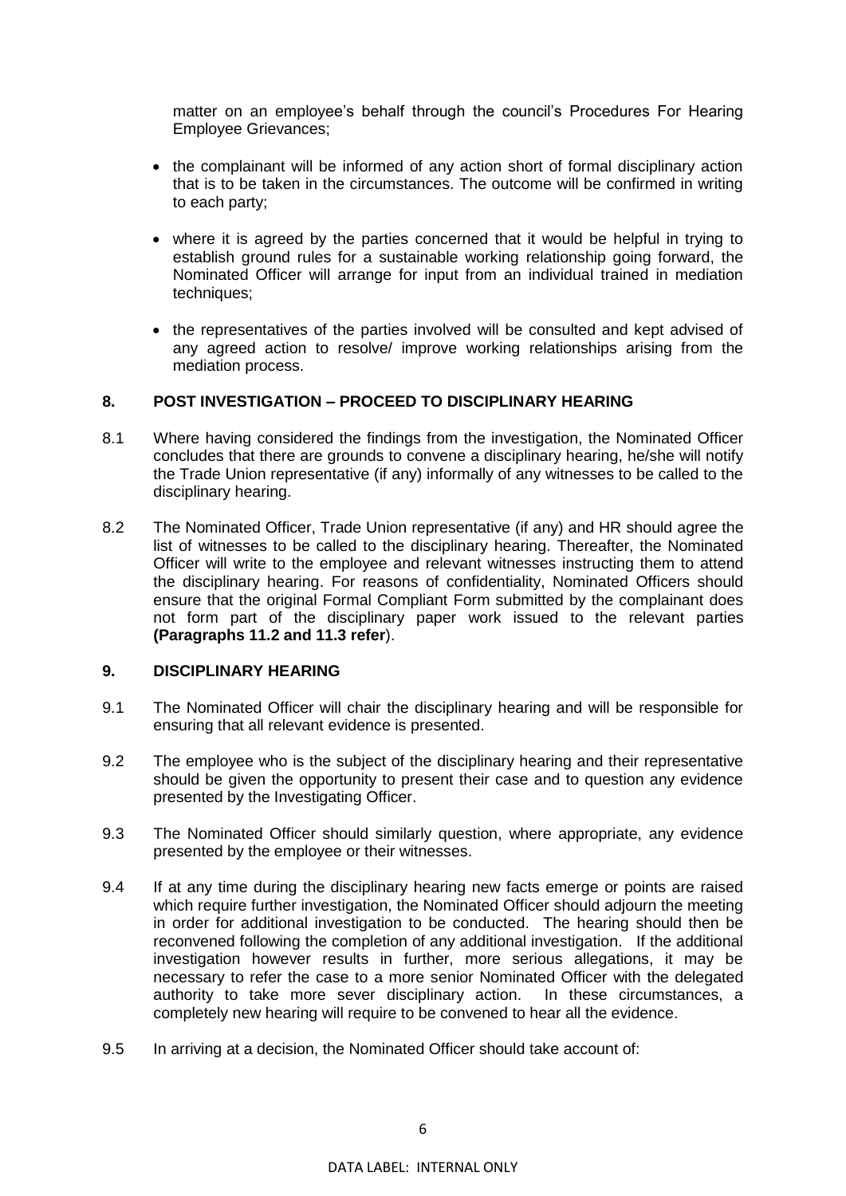matter on an employee's behalf through the council's Procedures For Hearing Employee Grievances;

- the complainant will be informed of any action short of formal disciplinary action that is to be taken in the circumstances. The outcome will be confirmed in writing to each party;
- where it is agreed by the parties concerned that it would be helpful in trying to establish ground rules for a sustainable working relationship going forward, the Nominated Officer will arrange for input from an individual trained in mediation techniques;
- the representatives of the parties involved will be consulted and kept advised of any agreed action to resolve/ improve working relationships arising from the mediation process.

## 8. POST INVESTIGATION – PROCEED TO DISCIPLINARY HEARING

8.1 Where having considered the findings from the investigation, the Nominated Officer concludes that there are grounds to convene a disciplinary hearing, he/she will notify the Trade Union representative (if any) informally of any witnesses to be called to the disciplinary hearing.

8.2 The Nominated Officer, Trade Union representative (if any) and HR should agree the list of witnesses to be called to the disciplinary hearing. Thereafter, the Nominated Officer will write to the employee and relevant witnesses instructing them to attend the disciplinary hearing. For reasons of confidentiality, Nominated Officers should ensure that the original Formal Compliant Form submitted by the complainant does not form part of the disciplinary paper work issued to the relevant parties **(Paragraphs 11.2 and 11.3 refer**).

## 9. DISCIPLINARY HEARING

9.1 The Nominated Officer will chair the disciplinary hearing and will be responsible for ensuring that all relevant evidence is presented.

9.2 The employee who is the subject of the disciplinary hearing and their representative should be given the opportunity to present their case and to question any evidence presented by the Investigating Officer.

9.3 The Nominated Officer should similarly question, where appropriate, any evidence presented by the employee or their witnesses.

9.4 If at any time during the disciplinary hearing new facts emerge or points are raised which require further investigation, the Nominated Officer should adjourn the meeting in order for additional investigation to be conducted. The hearing should then be reconvened following the completion of any additional investigation. If the additional investigation however results in further, more serious allegations, it may be necessary to refer the case to a more senior Nominated Officer with the delegated authority to take more sever disciplinary action. In these circumstances, a completely new hearing will require to be convened to hear all the evidence.

9.5 In arriving at a decision, the Nominated Officer should take account of:

DATA LABEL: INTERNAL ONLY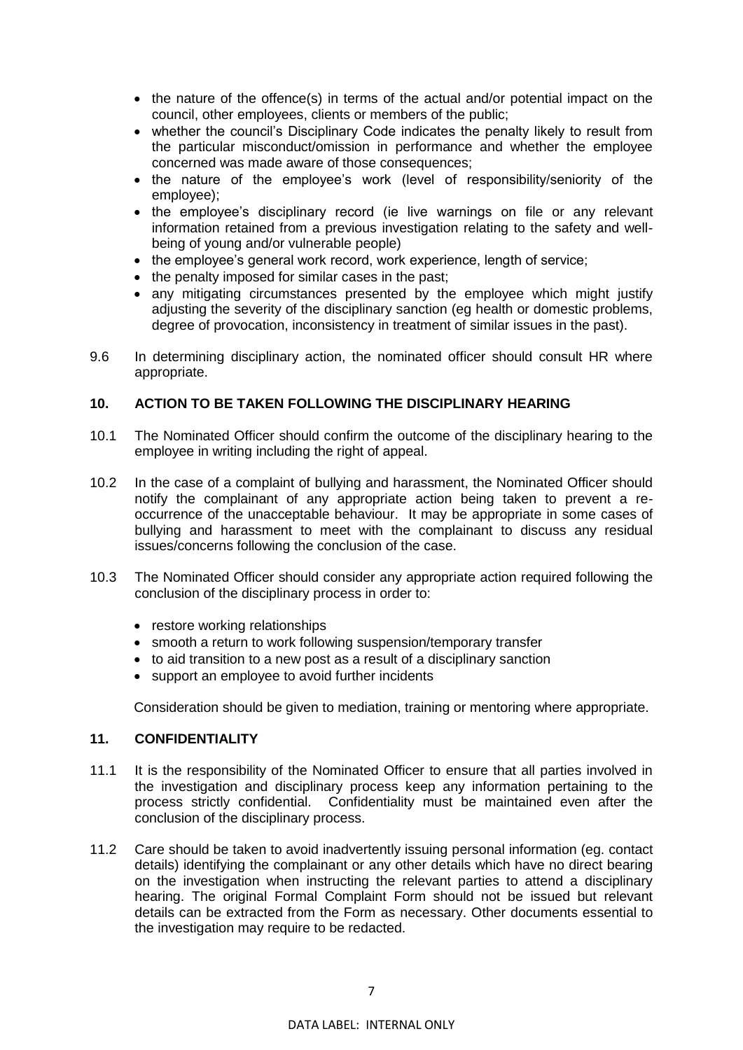- the nature of the offence(s) in terms of the actual and/or potential impact on the council, other employees, clients or members of the public;
- whether the council's Disciplinary Code indicates the penalty likely to result from the particular misconduct/omission in performance and whether the employee concerned was made aware of those consequences;
- the nature of the employee's work (level of responsibility/seniority of the employee);
- the employee's disciplinary record (ie live warnings on file or any relevant information retained from a previous investigation relating to the safety and well-being of young and/or vulnerable people)
- the employee's general work record, work experience, length of service;
- the penalty imposed for similar cases in the past;
- any mitigating circumstances presented by the employee which might justify adjusting the severity of the disciplinary sanction (eg health or domestic problems, degree of provocation, inconsistency in treatment of similar issues in the past).

9.6 In determining disciplinary action, the nominated officer should consult HR where appropriate.

## 10. ACTION TO BE TAKEN FOLLOWING THE DISCIPLINARY HEARING

10.1 The Nominated Officer should confirm the outcome of the disciplinary hearing to the employee in writing including the right of appeal.

10.2 In the case of a complaint of bullying and harassment, the Nominated Officer should notify the complainant of any appropriate action being taken to prevent a re-occurrence of the unacceptable behaviour. It may be appropriate in some cases of bullying and harassment to meet with the complainant to discuss any residual issues/concerns following the conclusion of the case.

10.3 The Nominated Officer should consider any appropriate action required following the conclusion of the disciplinary process in order to:

- restore working relationships
- smooth a return to work following suspension/temporary transfer
- to aid transition to a new post as a result of a disciplinary sanction
- support an employee to avoid further incidents

Consideration should be given to mediation, training or mentoring where appropriate.

## 11. CONFIDENTIALITY

11.1 It is the responsibility of the Nominated Officer to ensure that all parties involved in the investigation and disciplinary process keep any information pertaining to the process strictly confidential. Confidentiality must be maintained even after the conclusion of the disciplinary process.

11.2 Care should be taken to avoid inadvertently issuing personal information (eg. contact details) identifying the complainant or any other details which have no direct bearing on the investigation when instructing the relevant parties to attend a disciplinary hearing. The original Formal Complaint Form should not be issued but relevant details can be extracted from the Form as necessary. Other documents essential to the investigation may require to be redacted.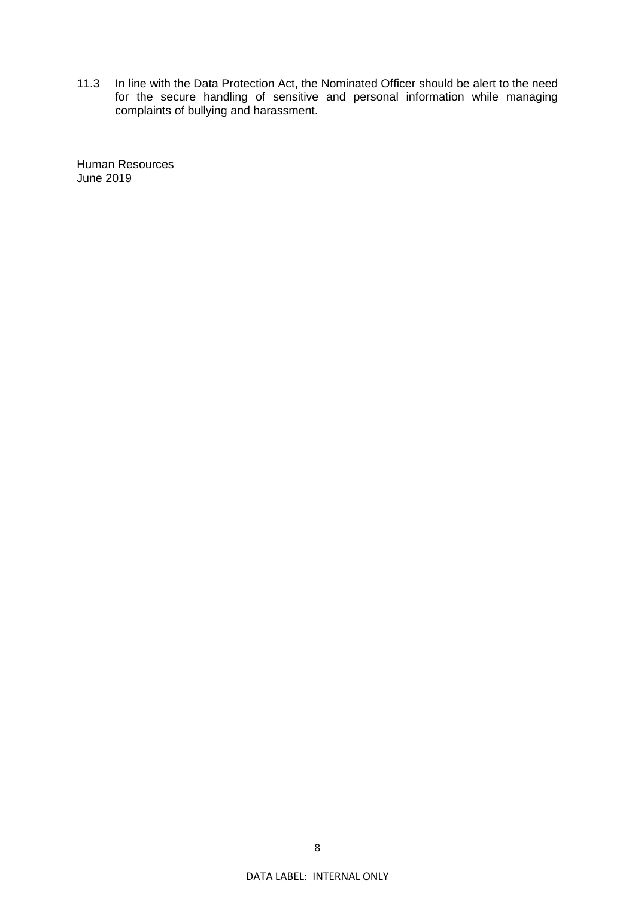11.3 In line with the Data Protection Act, the Nominated Officer should be alert to the need for the secure handling of sensitive and personal information while managing complaints of bullying and harassment.

Human Resources
June 2019

DATA LABEL: INTERNAL ONLY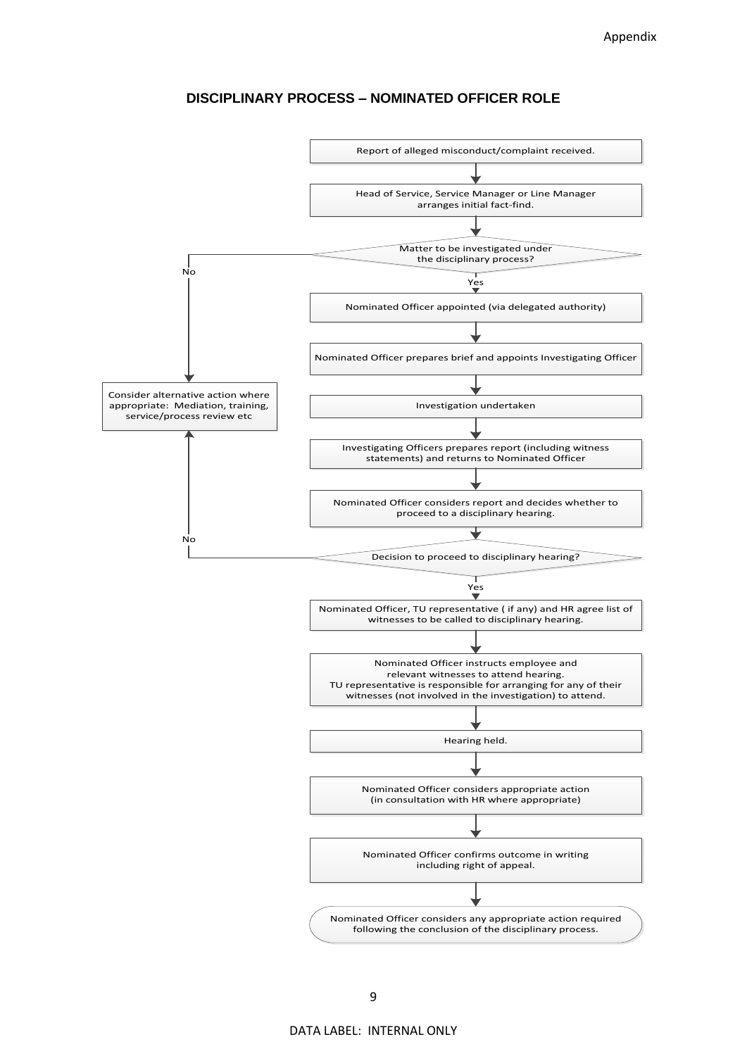## DISCIPLINARY PROCESS – NOMINATED OFFICER ROLE

Report of alleged misconduct/complaint received.

Head of Service, Service Manager or Line Manager arranges initial fact-find.

Matter to be investigated under the disciplinary process?

No

Yes

Nominated Officer appointed (via delegated authority)

Nominated Officer prepares brief and appoints Investigating Officer

Consider alternative action where appropriate: Mediation, training, service/process review etc

Investigation undertaken

Investigating Officers prepares report (including witness statements) and returns to Nominated Officer

Nominated Officer considers report and decides whether to proceed to a disciplinary hearing.

No

Decision to proceed to disciplinary hearing?

Yes

Nominated Officer, TU representative ( if any) and HR agree list of witnesses to be called to disciplinary hearing.

Nominated Officer instructs employee and relevant witnesses to attend hearing. TU representative is responsible for arranging for any of their witnesses (not involved in the investigation) to attend.

Hearing held.

Nominated Officer considers appropriate action (in consultation with HR where appropriate)

Nominated Officer confirms outcome in writing including right of appeal.

Nominated Officer considers any appropriate action required following the conclusion of the disciplinary process.

DATA LABEL: INTERNAL ONLY